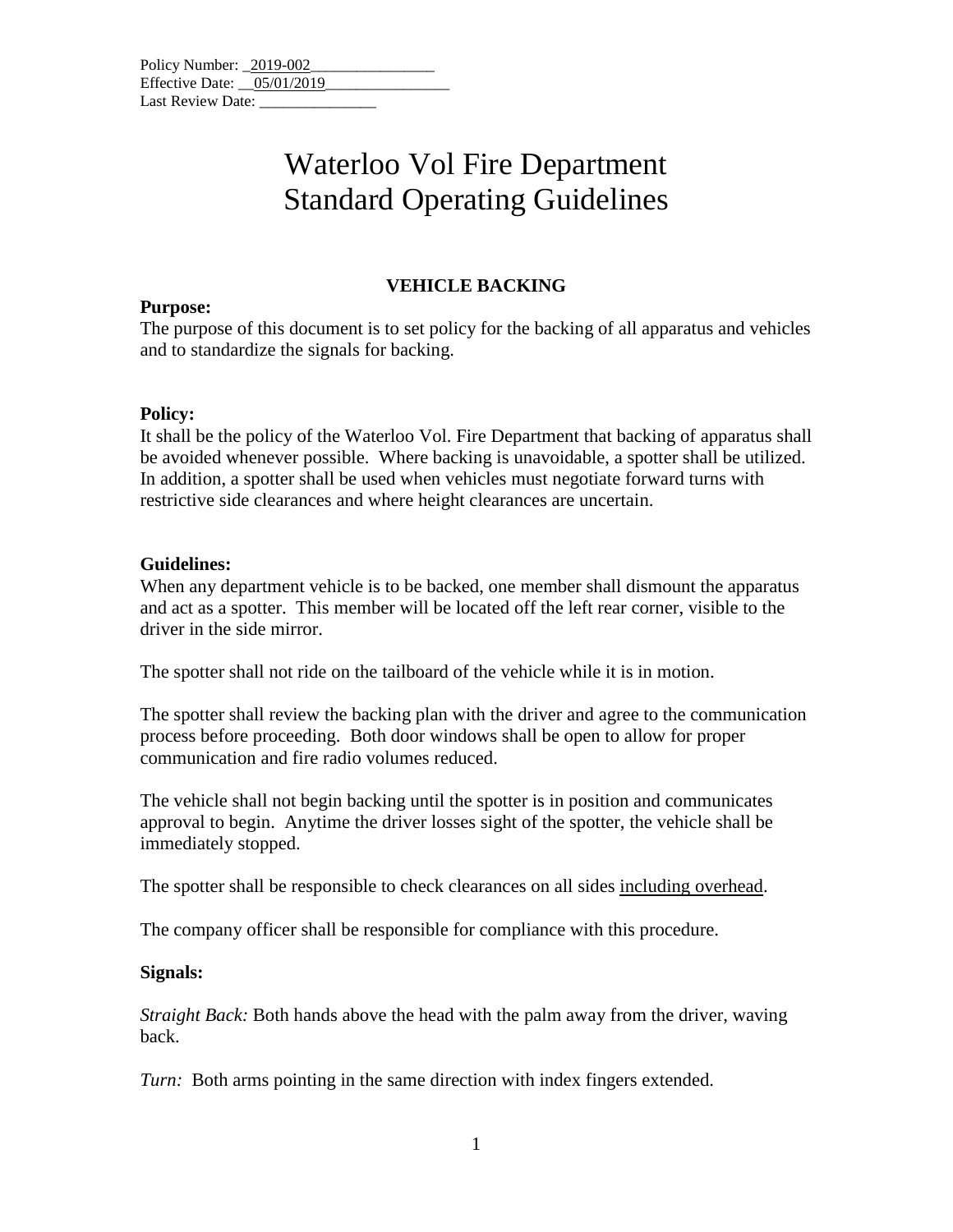Policy Number: 2019-002
Effective Date: 05/01/2019
Last Review Date: _______________

# Waterloo Vol Fire Department
# Standard Operating Guidelines

## VEHICLE BACKING

**Purpose:**
The purpose of this document is to set policy for the backing of all apparatus and vehicles and to standardize the signals for backing.

**Policy:**
It shall be the policy of the Waterloo Vol. Fire Department that backing of apparatus shall be avoided whenever possible. Where backing is unavoidable, a spotter shall be utilized. In addition, a spotter shall be used when vehicles must negotiate forward turns with restrictive side clearances and where height clearances are uncertain.

**Guidelines:**
When any department vehicle is to be backed, one member shall dismount the apparatus and act as a spotter. This member will be located off the left rear corner, visible to the driver in the side mirror.

The spotter shall not ride on the tailboard of the vehicle while it is in motion.

The spotter shall review the backing plan with the driver and agree to the communication process before proceeding. Both door windows shall be open to allow for proper communication and fire radio volumes reduced.

The vehicle shall not begin backing until the spotter is in position and communicates approval to begin. Anytime the driver losses sight of the spotter, the vehicle shall be immediately stopped.

The spotter shall be responsible to check clearances on all sides <u>including overhead</u>.

The company officer shall be responsible for compliance with this procedure.

**Signals:**

*Straight Back:* Both hands above the head with the palm away from the driver, waving back.

*Turn:* Both arms pointing in the same direction with index fingers extended.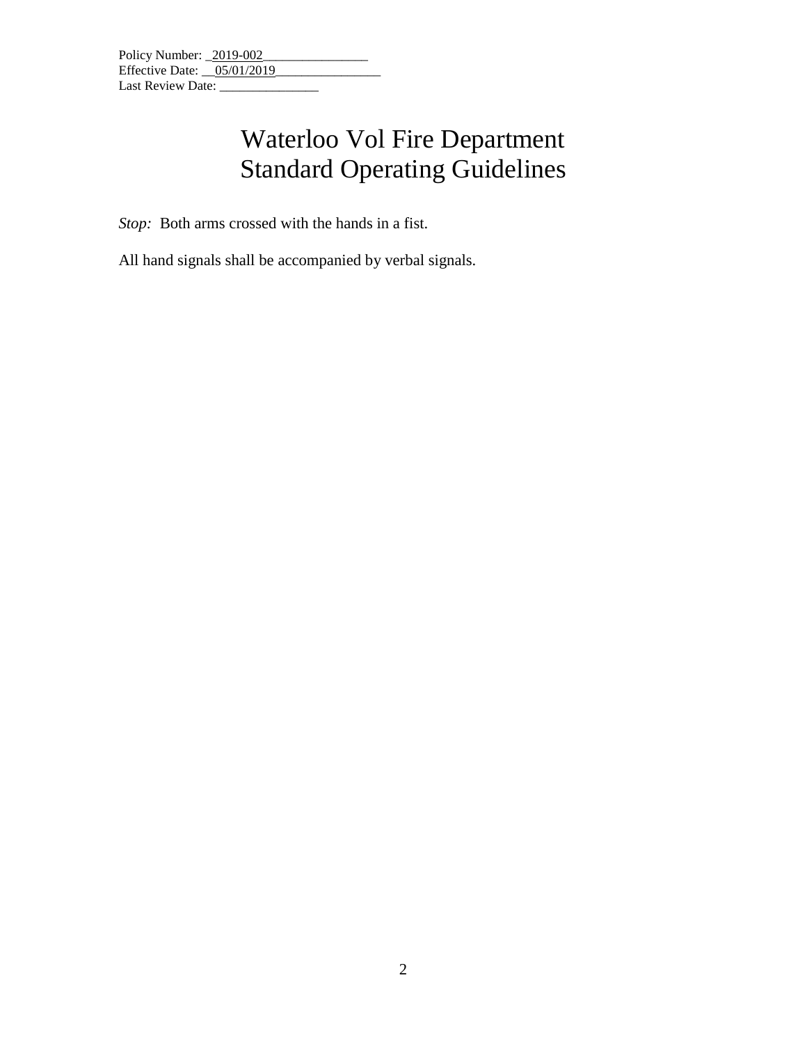Policy Number: _2019-002________________
Effective Date: __05/01/2019________________
Last Review Date: _______________

# Waterloo Vol Fire Department
# Standard Operating Guidelines

*Stop:* Both arms crossed with the hands in a fist.

All hand signals shall be accompanied by verbal signals.